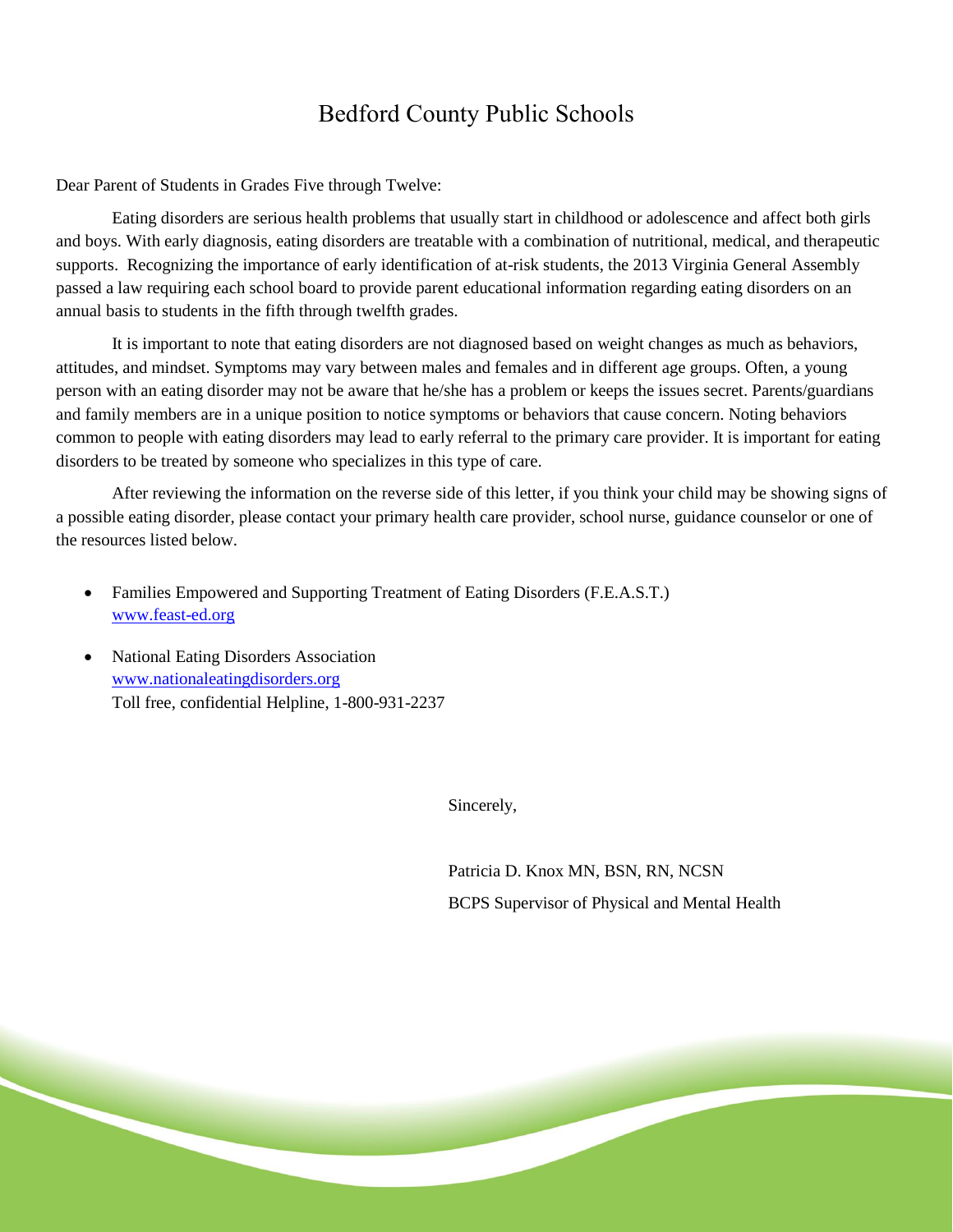# Bedford County Public Schools

Dear Parent of Students in Grades Five through Twelve:

Eating disorders are serious health problems that usually start in childhood or adolescence and affect both girls and boys. With early diagnosis, eating disorders are treatable with a combination of nutritional, medical, and therapeutic supports. Recognizing the importance of early identification of at-risk students, the 2013 Virginia General Assembly passed a law requiring each school board to provide parent educational information regarding eating disorders on an annual basis to students in the fifth through twelfth grades.

It is important to note that eating disorders are not diagnosed based on weight changes as much as behaviors, attitudes, and mindset. Symptoms may vary between males and females and in different age groups. Often, a young person with an eating disorder may not be aware that he/she has a problem or keeps the issues secret. Parents/guardians and family members are in a unique position to notice symptoms or behaviors that cause concern. Noting behaviors common to people with eating disorders may lead to early referral to the primary care provider. It is important for eating disorders to be treated by someone who specializes in this type of care.

After reviewing the information on the reverse side of this letter, if you think your child may be showing signs of a possible eating disorder, please contact your primary health care provider, school nurse, guidance counselor or one of the resources listed below.

- Families Empowered and Supporting Treatment of Eating Disorders (F.E.A.S.T.)
  [www.feast-ed.org](http://www.feast-ed.org)
- National Eating Disorders Association
  [www.nationaleatingdisorders.org](http://www.nationaleatingdisorders.org)
  Toll free, confidential Helpline, 1-800-931-2237

Sincerely,

Patricia D. Knox MN, BSN, RN, NCSN

BCPS Supervisor of Physical and Mental Health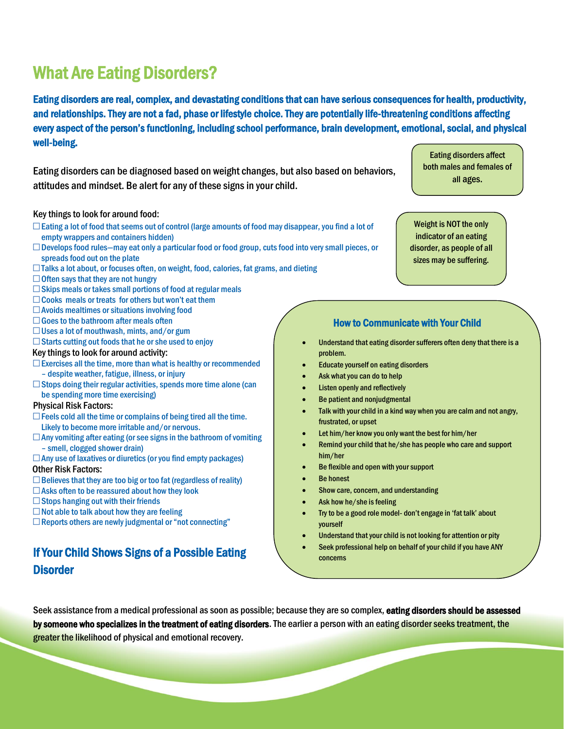# What Are Eating Disorders?

**Eating disorders are real, complex, and devastating conditions that can have serious consequences for health, productivity, and relationships. They are not a fad, phase or lifestyle choice. They are potentially life-threatening conditions affecting every aspect of the person's functioning, including school performance, brain development, emotional, social, and physical well-being.**

Eating disorders affect both males and females of all ages.

Eating disorders can be diagnosed based on weight changes, but also based on behaviors, attitudes and mindset. Be alert for any of these signs in your child.

Weight is NOT the only indicator of an eating disorder, as people of all sizes may be suffering.

Key things to look for around food:

- ☐ Eating a lot of food that seems out of control (large amounts of food may disappear, you find a lot of empty wrappers and containers hidden)
- ☐ Develops food rules—may eat only a particular food or food group, cuts food into very small pieces, or spreads food out on the plate
- ☐ Talks a lot about, or focuses often, on weight, food, calories, fat grams, and dieting
- ☐ Often says that they are not hungry
- ☐ Skips meals or takes small portions of food at regular meals
- ☐ Cooks meals or treats for others but won't eat them
- ☐ Avoids mealtimes or situations involving food
- ☐ Goes to the bathroom after meals often
- ☐ Uses a lot of mouthwash, mints, and/or gum
- ☐ Starts cutting out foods that he or she used to enjoy

Key things to look for around activity:

- ☐ Exercises all the time, more than what is healthy or recommended – despite weather, fatigue, illness, or injury
- ☐ Stops doing their regular activities, spends more time alone (can be spending more time exercising)

Physical Risk Factors:

- ☐ Feels cold all the time or complains of being tired all the time. Likely to become more irritable and/or nervous.
- ☐ Any vomiting after eating (or see signs in the bathroom of vomiting – smell, clogged shower drain)
- ☐ Any use of laxatives or diuretics (or you find empty packages)

Other Risk Factors:

- ☐ Believes that they are too big or too fat (regardless of reality)
- ☐ Asks often to be reassured about how they look
- ☐ Stops hanging out with their friends
- ☐ Not able to talk about how they are feeling
- ☐ Reports others are newly judgmental or "not connecting"

### How to Communicate with Your Child

- Understand that eating disorder sufferers often deny that there is a problem.
- Educate yourself on eating disorders
- Ask what you can do to help
- Listen openly and reflectively
- Be patient and nonjudgmental
- Talk with your child in a kind way when you are calm and not angry, frustrated, or upset
- Let him/her know you only want the best for him/her
- Remind your child that he/she has people who care and support him/her
- Be flexible and open with your support
- Be honest
- Show care, concern, and understanding
- Ask how he/she is feeling
- Try to be a good role model- don't engage in 'fat talk' about yourself
- Understand that your child is not looking for attention or pity
- Seek professional help on behalf of your child if you have ANY concerns

## If Your Child Shows Signs of a Possible Eating Disorder

Seek assistance from a medical professional as soon as possible; because they are so complex, **eating disorders should be assessed by someone who specializes in the treatment of eating disorders**. The earlier a person with an eating disorder seeks treatment, the greater the likelihood of physical and emotional recovery.